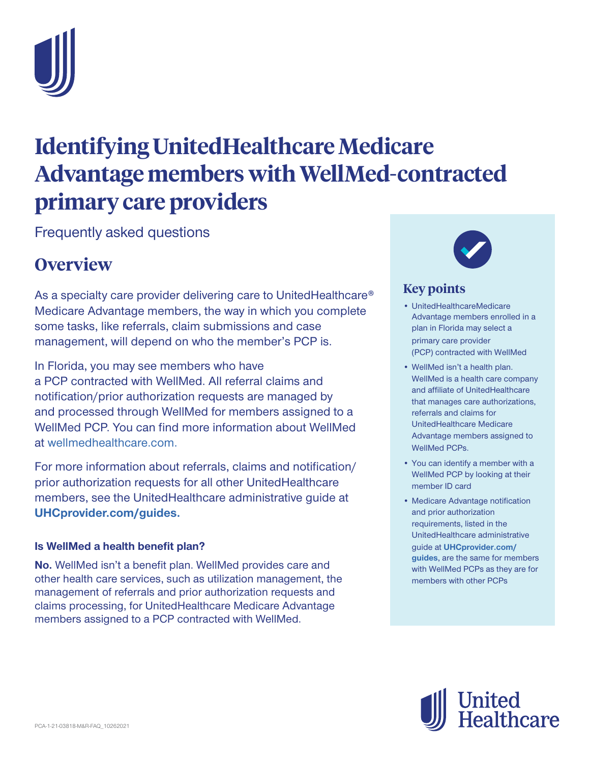# Identifying UnitedHealthcare Medicare Advantage members with WellMed-contracted primary care providers

Frequently asked questions

## Overview

As a specialty care provider delivering care to UnitedHealthcare® Medicare Advantage members, the way in which you complete some tasks, like referrals, claim submissions and case management, will depend on who the member's PCP is.

In Florida, you may see members who have a PCP contracted with WellMed. All referral claims and notification/prior authorization requests are managed by and processed through WellMed for members assigned to a WellMed PCP. You can find more information about WellMed at wellmedhealthcare.com.

For more information about referrals, claims and notification/prior authorization requests for all other UnitedHealthcare members, see the UnitedHealthcare administrative guide at **UHCprovider.com/guides.**

#### Is WellMed a health benefit plan?

**No.** WellMed isn't a benefit plan. WellMed provides care and other health care services, such as utilization management, the management of referrals and prior authorization requests and claims processing, for UnitedHealthcare Medicare Advantage members assigned to a PCP contracted with WellMed.

### Key points

- UnitedHealthcareMedicare Advantage members enrolled in a plan in Florida may select a primary care provider (PCP) contracted with WellMed
- WellMed isn't a health plan. WellMed is a health care company and affiliate of UnitedHealthcare that manages care authorizations, referrals and claims for UnitedHealthcare Medicare Advantage members assigned to WellMed PCPs.
- You can identify a member with a WellMed PCP by looking at their member ID card
- Medicare Advantage notification and prior authorization requirements, listed in the UnitedHealthcare administrative guide at **UHCprovider.com/guides**, are the same for members with WellMed PCPs as they are for members with other PCPs

PCA-1-21-03818-M&R-FAQ_10262021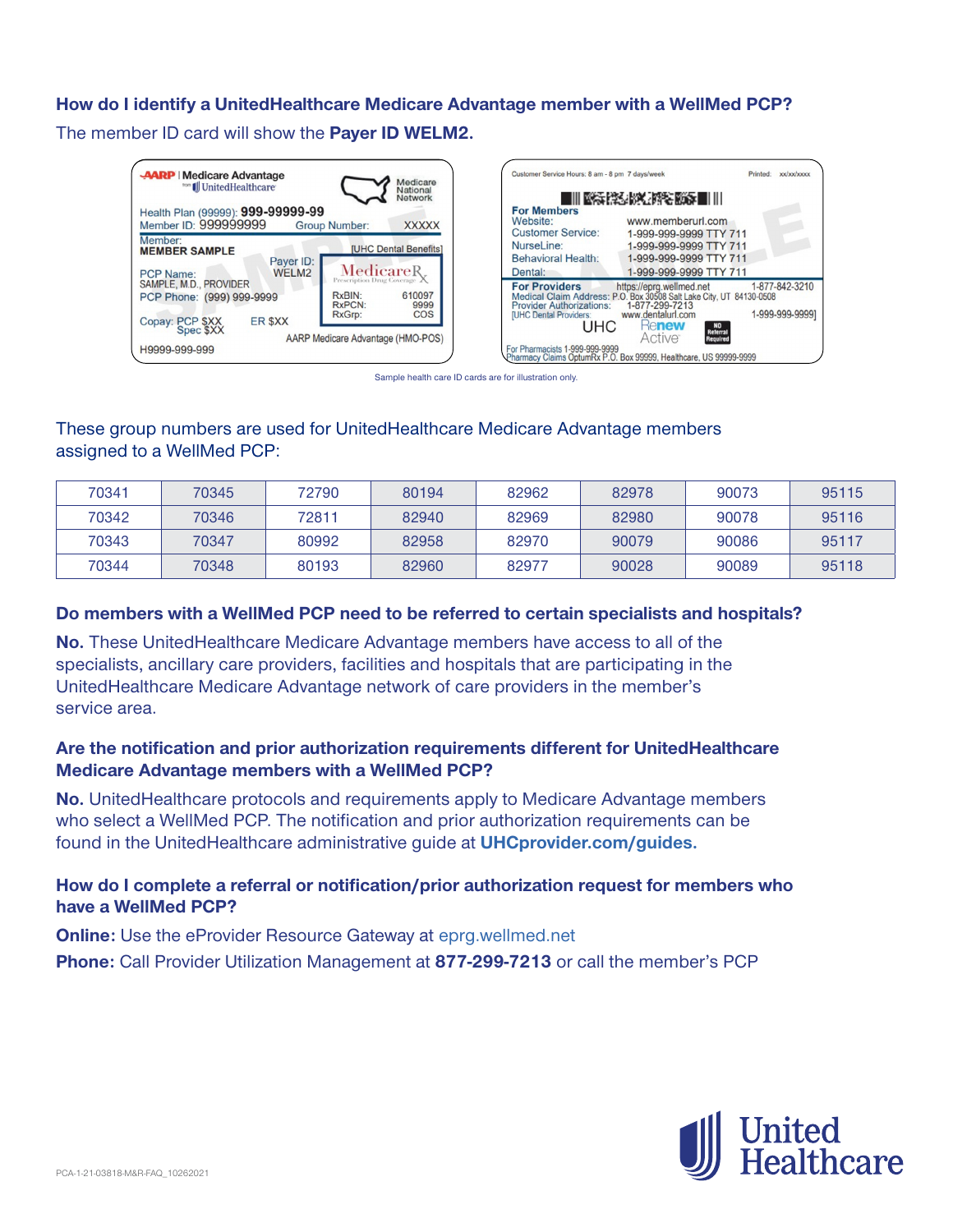### How do I identify a UnitedHealthcare Medicare Advantage member with a WellMed PCP?

The member ID card will show the **Payer ID WELM2.**

Sample health care ID cards are for illustration only.

These group numbers are used for UnitedHealthcare Medicare Advantage members assigned to a WellMed PCP:

| 70341 | 70345 | 72790 | 80194 | 82962 | 82978 | 90073 | 95115 |
|---|---|---|---|---|---|---|---|
| 70342 | 70346 | 72811 | 82940 | 82969 | 82980 | 90078 | 95116 |
| 70343 | 70347 | 80992 | 82958 | 82970 | 90079 | 90086 | 95117 |
| 70344 | 70348 | 80193 | 82960 | 82977 | 90028 | 90089 | 95118 |

### Do members with a WellMed PCP need to be referred to certain specialists and hospitals?

**No.** These UnitedHealthcare Medicare Advantage members have access to all of the specialists, ancillary care providers, facilities and hospitals that are participating in the UnitedHealthcare Medicare Advantage network of care providers in the member's service area.

### Are the notification and prior authorization requirements different for UnitedHealthcare Medicare Advantage members with a WellMed PCP?

**No.** UnitedHealthcare protocols and requirements apply to Medicare Advantage members who select a WellMed PCP. The notification and prior authorization requirements can be found in the UnitedHealthcare administrative guide at **UHCprovider.com/guides.**

### How do I complete a referral or notification/prior authorization request for members who have a WellMed PCP?

**Online:** Use the eProvider Resource Gateway at eprg.wellmed.net

**Phone:** Call Provider Utilization Management at **877-299-7213** or call the member's PCP

PCA-1-21-03818-M&R-FAQ_10262021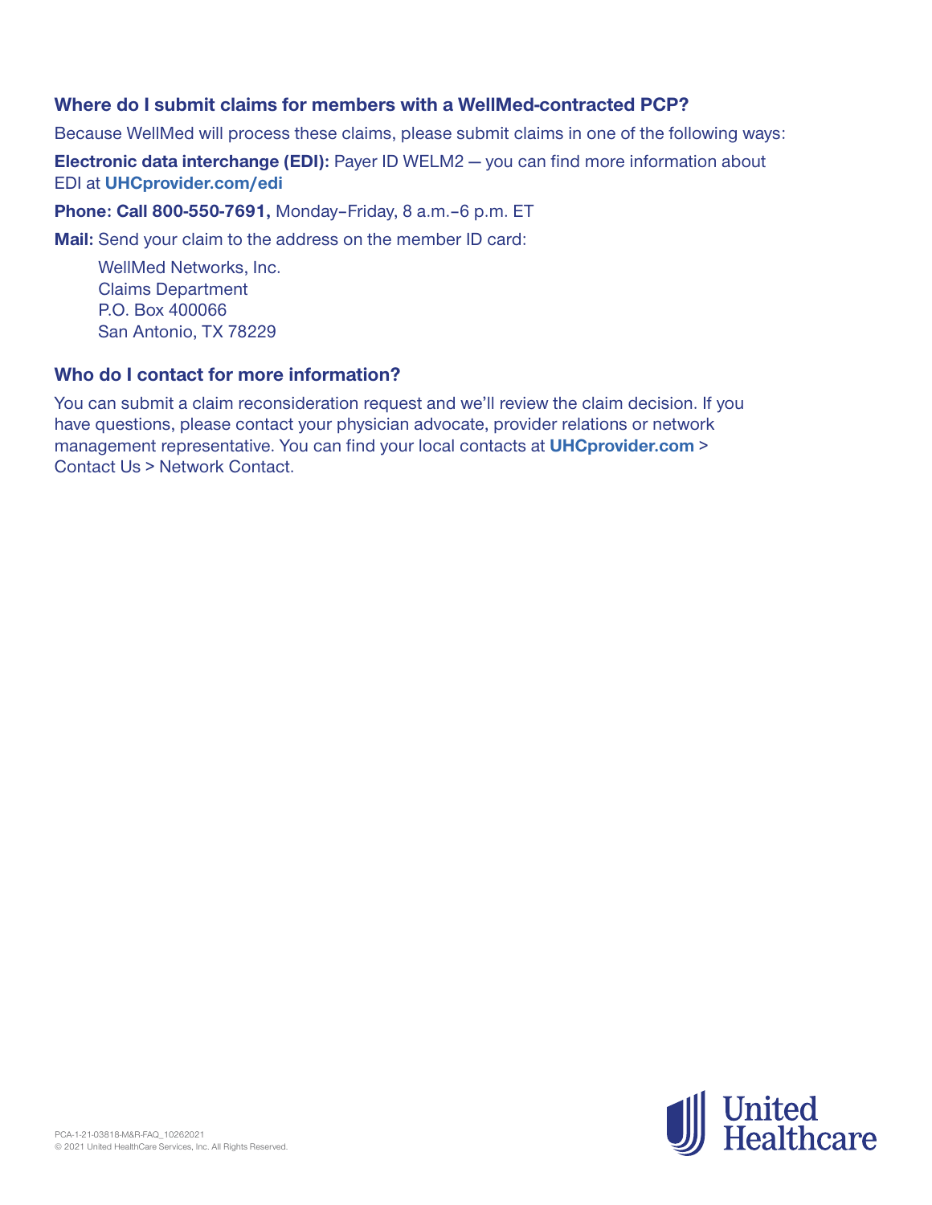### Where do I submit claims for members with a WellMed-contracted PCP?

Because WellMed will process these claims, please submit claims in one of the following ways:

**Electronic data interchange (EDI):** Payer ID WELM2 — you can find more information about EDI at **UHCprovider.com/edi**

**Phone: Call 800-550-7691,** Monday–Friday, 8 a.m.–6 p.m. ET

**Mail:** Send your claim to the address on the member ID card:

WellMed Networks, Inc.
Claims Department
P.O. Box 400066
San Antonio, TX 78229

### Who do I contact for more information?

You can submit a claim reconsideration request and we'll review the claim decision. If you have questions, please contact your physician advocate, provider relations or network management representative. You can find your local contacts at **UHCprovider.com** > Contact Us > Network Contact.

PCA-1-21-03818-M&R-FAQ_10262021
© 2021 United HealthCare Services, Inc. All Rights Reserved.

United Healthcare